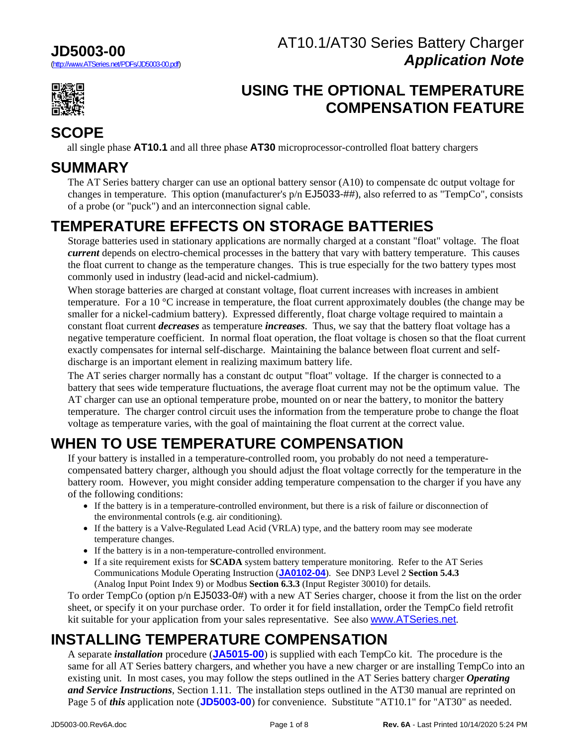# JD5003-00

(http://www.ATSeries.net/PDFs/JD5003-00.pdf)

AT10.1/AT30 Series Battery Charger
***Application Note***

# USING THE OPTIONAL TEMPERATURE COMPENSATION FEATURE

## SCOPE

all single phase **AT10.1** and all three phase **AT30** microprocessor-controlled float battery chargers

## SUMMARY

The AT Series battery charger can use an optional battery sensor (A10) to compensate dc output voltage for changes in temperature. This option (manufacturer's p/n EJ5033-##), also referred to as "TempCo", consists of a probe (or "puck") and an interconnection signal cable.

## TEMPERATURE EFFECTS ON STORAGE BATTERIES

Storage batteries used in stationary applications are normally charged at a constant "float" voltage. The float ***current*** depends on electro-chemical processes in the battery that vary with battery temperature. This causes the float current to change as the temperature changes. This is true especially for the two battery types most commonly used in industry (lead-acid and nickel-cadmium).

When storage batteries are charged at constant voltage, float current increases with increases in ambient temperature. For a 10 °C increase in temperature, the float current approximately doubles (the change may be smaller for a nickel-cadmium battery). Expressed differently, float charge voltage required to maintain a constant float current ***decreases*** as temperature ***increases***. Thus, we say that the battery float voltage has a negative temperature coefficient. In normal float operation, the float voltage is chosen so that the float current exactly compensates for internal self-discharge. Maintaining the balance between float current and self-discharge is an important element in realizing maximum battery life.

The AT series charger normally has a constant dc output "float" voltage. If the charger is connected to a battery that sees wide temperature fluctuations, the average float current may not be the optimum value. The AT charger can use an optional temperature probe, mounted on or near the battery, to monitor the battery temperature. The charger control circuit uses the information from the temperature probe to change the float voltage as temperature varies, with the goal of maintaining the float current at the correct value.

## WHEN TO USE TEMPERATURE COMPENSATION

If your battery is installed in a temperature-controlled room, you probably do not need a temperature-compensated battery charger, although you should adjust the float voltage correctly for the temperature in the battery room. However, you might consider adding temperature compensation to the charger if you have any of the following conditions:

- If the battery is in a temperature-controlled environment, but there is a risk of failure or disconnection of the environmental controls (e.g. air conditioning).
- If the battery is a Valve-Regulated Lead Acid (VRLA) type, and the battery room may see moderate temperature changes.
- If the battery is in a non-temperature-controlled environment.
- If a site requirement exists for **SCADA** system battery temperature monitoring. Refer to the AT Series Communications Module Operating Instruction (**JA0102-04**). See DNP3 Level 2 **Section 5.4.3** (Analog Input Point Index 9) or Modbus **Section 6.3.3** (Input Register 30010) for details.

To order TempCo (option p/n EJ5033-0#) with a new AT Series charger, choose it from the list on the order sheet, or specify it on your purchase order. To order it for field installation, order the TempCo field retrofit kit suitable for your application from your sales representative. See also www.ATSeries.net.

## INSTALLING TEMPERATURE COMPENSATION

A separate ***installation*** procedure (**JA5015-00**) is supplied with each TempCo kit. The procedure is the same for all AT Series battery chargers, and whether you have a new charger or are installing TempCo into an existing unit. In most cases, you may follow the steps outlined in the AT Series battery charger ***Operating and Service Instructions***, Section 1.11. The installation steps outlined in the AT30 manual are reprinted on Page 5 of ***this*** application note (**JD5003-00**) for convenience. Substitute "AT10.1" for "AT30" as needed.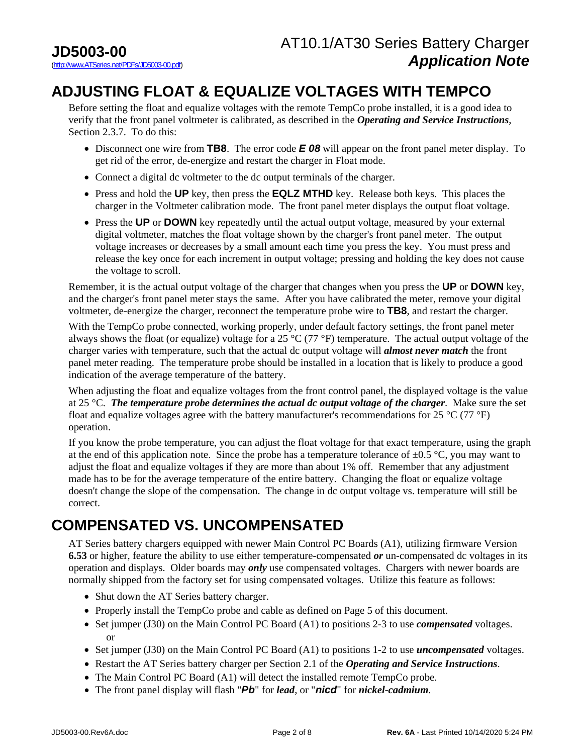## ADJUSTING FLOAT & EQUALIZE VOLTAGES WITH TEMPCO

Before setting the float and equalize voltages with the remote TempCo probe installed, it is a good idea to verify that the front panel voltmeter is calibrated, as described in the ***Operating and Service Instructions***, Section 2.3.7. To do this:

- Disconnect one wire from **TB8**. The error code ***E 08*** will appear on the front panel meter display. To get rid of the error, de-energize and restart the charger in Float mode.
- Connect a digital dc voltmeter to the dc output terminals of the charger.
- Press and hold the **UP** key, then press the **EQLZ MTHD** key. Release both keys. This places the charger in the Voltmeter calibration mode. The front panel meter displays the output float voltage.
- Press the **UP** or **DOWN** key repeatedly until the actual output voltage, measured by your external digital voltmeter, matches the float voltage shown by the charger's front panel meter. The output voltage increases or decreases by a small amount each time you press the key. You must press and release the key once for each increment in output voltage; pressing and holding the key does not cause the voltage to scroll.

Remember, it is the actual output voltage of the charger that changes when you press the **UP** or **DOWN** key, and the charger's front panel meter stays the same. After you have calibrated the meter, remove your digital voltmeter, de-energize the charger, reconnect the temperature probe wire to **TB8**, and restart the charger.

With the TempCo probe connected, working properly, under default factory settings, the front panel meter always shows the float (or equalize) voltage for a 25 °C (77 °F) temperature. The actual output voltage of the charger varies with temperature, such that the actual dc output voltage will ***almost never match*** the front panel meter reading. The temperature probe should be installed in a location that is likely to produce a good indication of the average temperature of the battery.

When adjusting the float and equalize voltages from the front control panel, the displayed voltage is the value at 25 °C. ***The temperature probe determines the actual dc output voltage of the charger***. Make sure the set float and equalize voltages agree with the battery manufacturer's recommendations for 25 °C (77 °F) operation.

If you know the probe temperature, you can adjust the float voltage for that exact temperature, using the graph at the end of this application note. Since the probe has a temperature tolerance of ±0.5 °C, you may want to adjust the float and equalize voltages if they are more than about 1% off. Remember that any adjustment made has to be for the average temperature of the entire battery. Changing the float or equalize voltage doesn't change the slope of the compensation. The change in dc output voltage vs. temperature will still be correct.

## COMPENSATED VS. UNCOMPENSATED

AT Series battery chargers equipped with newer Main Control PC Boards (A1), utilizing firmware Version **6.53** or higher, feature the ability to use either temperature-compensated ***or*** un-compensated dc voltages in its operation and displays. Older boards may ***only*** use compensated voltages. Chargers with newer boards are normally shipped from the factory set for using compensated voltages. Utilize this feature as follows:

- Shut down the AT Series battery charger.
- Properly install the TempCo probe and cable as defined on Page 5 of this document.
- Set jumper (J30) on the Main Control PC Board (A1) to positions 2-3 to use ***compensated*** voltages.
  or
- Set jumper (J30) on the Main Control PC Board (A1) to positions 1-2 to use ***uncompensated*** voltages.
- Restart the AT Series battery charger per Section 2.1 of the ***Operating and Service Instructions***.
- The Main Control PC Board (A1) will detect the installed remote TempCo probe.
- The front panel display will flash "***Pb***" for ***lead***, or "***nicd***" for ***nickel-cadmium***.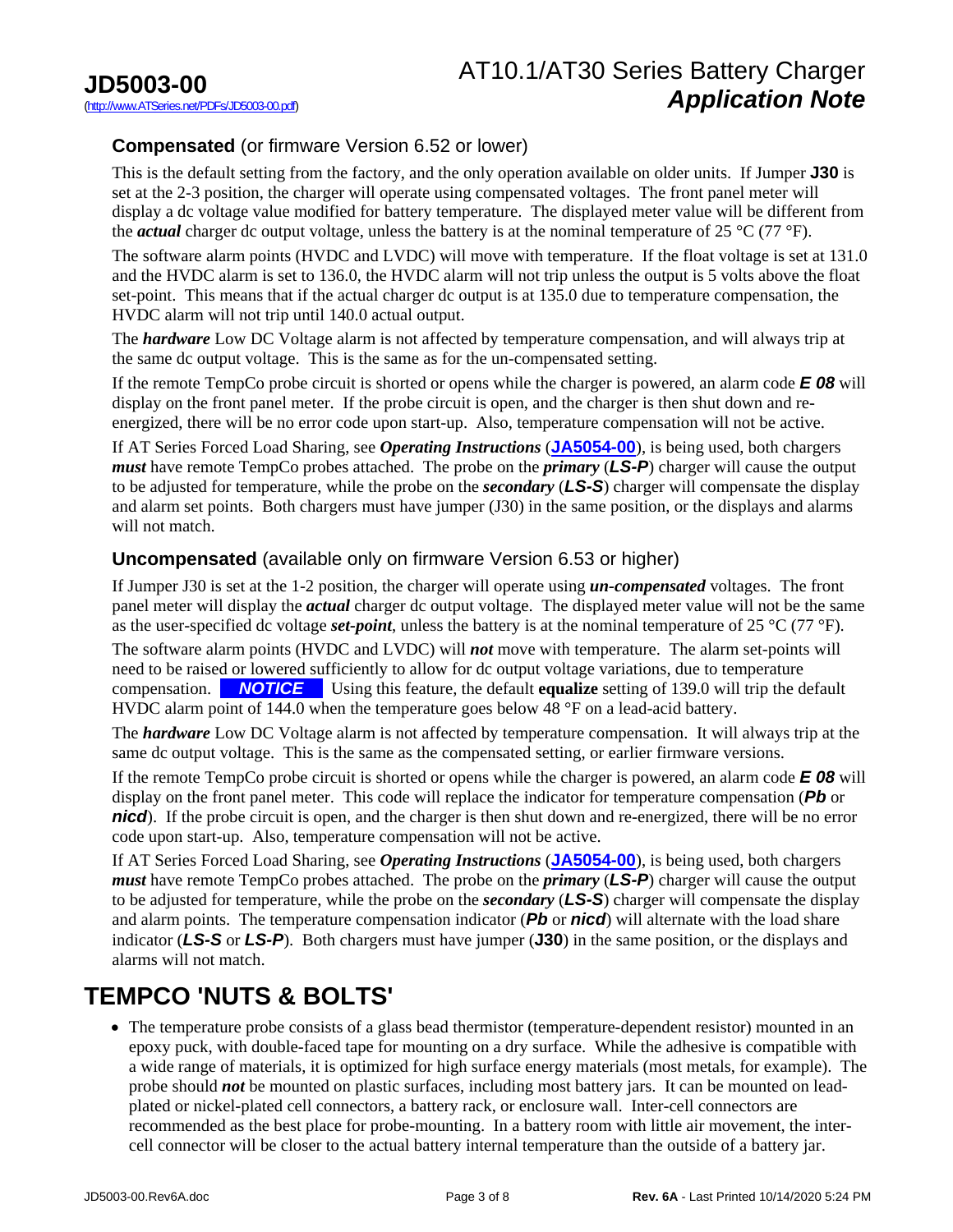### **Compensated** (or firmware Version 6.52 or lower)

This is the default setting from the factory, and the only operation available on older units. If Jumper **J30** is set at the 2-3 position, the charger will operate using compensated voltages. The front panel meter will display a dc voltage value modified for battery temperature. The displayed meter value will be different from the ***actual*** charger dc output voltage, unless the battery is at the nominal temperature of 25 °C (77 °F).

The software alarm points (HVDC and LVDC) will move with temperature. If the float voltage is set at 131.0 and the HVDC alarm is set to 136.0, the HVDC alarm will not trip unless the output is 5 volts above the float set-point. This means that if the actual charger dc output is at 135.0 due to temperature compensation, the HVDC alarm will not trip until 140.0 actual output.

The ***hardware*** Low DC Voltage alarm is not affected by temperature compensation, and will always trip at the same dc output voltage. This is the same as for the un-compensated setting.

If the remote TempCo probe circuit is shorted or opens while the charger is powered, an alarm code ***E 08*** will display on the front panel meter. If the probe circuit is open, and the charger is then shut down and re-energized, there will be no error code upon start-up. Also, temperature compensation will not be active.

If AT Series Forced Load Sharing, see ***Operating Instructions*** (**JA5054-00**), is being used, both chargers ***must*** have remote TempCo probes attached. The probe on the ***primary*** (***LS-P***) charger will cause the output to be adjusted for temperature, while the probe on the ***secondary*** (***LS-S***) charger will compensate the display and alarm set points. Both chargers must have jumper (J30) in the same position, or the displays and alarms will not match.

### **Uncompensated** (available only on firmware Version 6.53 or higher)

If Jumper J30 is set at the 1-2 position, the charger will operate using ***un-compensated*** voltages. The front panel meter will display the ***actual*** charger dc output voltage. The displayed meter value will not be the same as the user-specified dc voltage ***set-point***, unless the battery is at the nominal temperature of 25 °C (77 °F).

The software alarm points (HVDC and LVDC) will ***not*** move with temperature. The alarm set-points will need to be raised or lowered sufficiently to allow for dc output voltage variations, due to temperature compensation. ***NOTICE*** Using this feature, the default **equalize** setting of 139.0 will trip the default HVDC alarm point of 144.0 when the temperature goes below 48 °F on a lead-acid battery.

The ***hardware*** Low DC Voltage alarm is not affected by temperature compensation. It will always trip at the same dc output voltage. This is the same as the compensated setting, or earlier firmware versions.

If the remote TempCo probe circuit is shorted or opens while the charger is powered, an alarm code ***E 08*** will display on the front panel meter. This code will replace the indicator for temperature compensation (***Pb*** or ***nicd***). If the probe circuit is open, and the charger is then shut down and re-energized, there will be no error code upon start-up. Also, temperature compensation will not be active.

If AT Series Forced Load Sharing, see ***Operating Instructions*** (**JA5054-00**), is being used, both chargers ***must*** have remote TempCo probes attached. The probe on the ***primary*** (***LS-P***) charger will cause the output to be adjusted for temperature, while the probe on the ***secondary*** (***LS-S***) charger will compensate the display and alarm points. The temperature compensation indicator (***Pb*** or ***nicd***) will alternate with the load share indicator (***LS-S*** or ***LS-P***). Both chargers must have jumper (**J30**) in the same position, or the displays and alarms will not match.

## **TEMPCO 'NUTS & BOLTS'**

- The temperature probe consists of a glass bead thermistor (temperature-dependent resistor) mounted in an epoxy puck, with double-faced tape for mounting on a dry surface. While the adhesive is compatible with a wide range of materials, it is optimized for high surface energy materials (most metals, for example). The probe should ***not*** be mounted on plastic surfaces, including most battery jars. It can be mounted on lead-plated or nickel-plated cell connectors, a battery rack, or enclosure wall. Inter-cell connectors are recommended as the best place for probe-mounting. In a battery room with little air movement, the inter-cell connector will be closer to the actual battery internal temperature than the outside of a battery jar.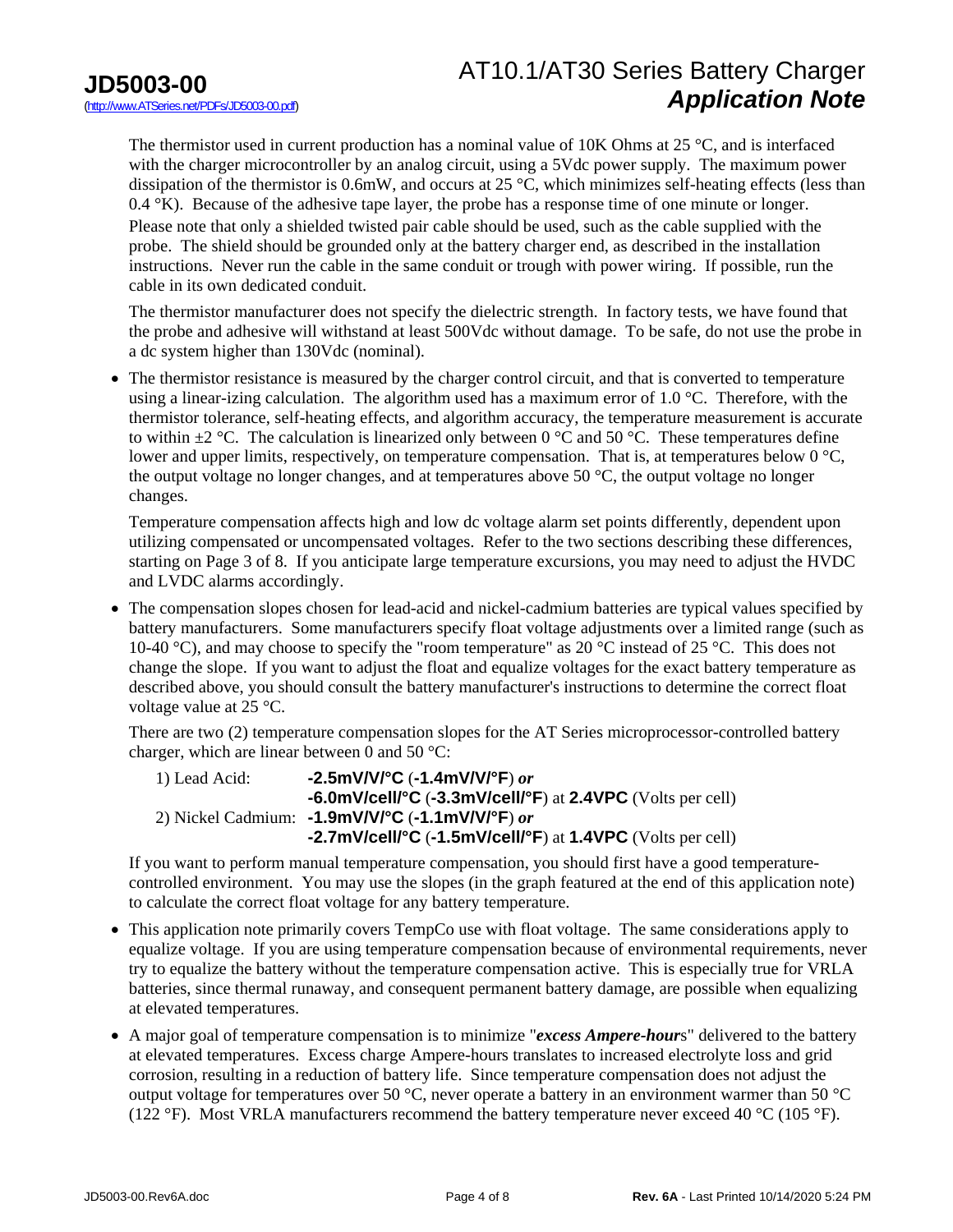The thermistor used in current production has a nominal value of 10K Ohms at 25 °C, and is interfaced with the charger microcontroller by an analog circuit, using a 5Vdc power supply. The maximum power dissipation of the thermistor is 0.6mW, and occurs at 25 °C, which minimizes self-heating effects (less than 0.4 °K). Because of the adhesive tape layer, the probe has a response time of one minute or longer. Please note that only a shielded twisted pair cable should be used, such as the cable supplied with the probe. The shield should be grounded only at the battery charger end, as described in the installation instructions. Never run the cable in the same conduit or trough with power wiring. If possible, run the cable in its own dedicated conduit.

The thermistor manufacturer does not specify the dielectric strength. In factory tests, we have found that the probe and adhesive will withstand at least 500Vdc without damage. To be safe, do not use the probe in a dc system higher than 130Vdc (nominal).

- The thermistor resistance is measured by the charger control circuit, and that is converted to temperature using a linear-izing calculation. The algorithm used has a maximum error of 1.0 °C. Therefore, with the thermistor tolerance, self-heating effects, and algorithm accuracy, the temperature measurement is accurate to within ±2 °C. The calculation is linearized only between 0 °C and 50 °C. These temperatures define lower and upper limits, respectively, on temperature compensation. That is, at temperatures below 0 °C, the output voltage no longer changes, and at temperatures above 50 °C, the output voltage no longer changes.

  Temperature compensation affects high and low dc voltage alarm set points differently, dependent upon utilizing compensated or uncompensated voltages. Refer to the two sections describing these differences, starting on Page 3 of 8. If you anticipate large temperature excursions, you may need to adjust the HVDC and LVDC alarms accordingly.

- The compensation slopes chosen for lead-acid and nickel-cadmium batteries are typical values specified by battery manufacturers. Some manufacturers specify float voltage adjustments over a limited range (such as 10-40 °C), and may choose to specify the "room temperature" as 20 °C instead of 25 °C. This does not change the slope. If you want to adjust the float and equalize voltages for the exact battery temperature as described above, you should consult the battery manufacturer's instructions to determine the correct float voltage value at 25 °C.

  There are two (2) temperature compensation slopes for the AT Series microprocessor-controlled battery charger, which are linear between 0 and 50 °C:

  1) Lead Acid: **-2.5mV/V/°C** (**-1.4mV/V/°F**) ***or***
     **-6.0mV/cell/°C** (**-3.3mV/cell/°F**) at **2.4VPC** (Volts per cell)
  2) Nickel Cadmium: **-1.9mV/V/°C** (**-1.1mV/V/°F**) ***or***
     **-2.7mV/cell/°C** (**-1.5mV/cell/°F**) at **1.4VPC** (Volts per cell)

  If you want to perform manual temperature compensation, you should first have a good temperature-controlled environment. You may use the slopes (in the graph featured at the end of this application note) to calculate the correct float voltage for any battery temperature.

- This application note primarily covers TempCo use with float voltage. The same considerations apply to equalize voltage. If you are using temperature compensation because of environmental requirements, never try to equalize the battery without the temperature compensation active. This is especially true for VRLA batteries, since thermal runaway, and consequent permanent battery damage, are possible when equalizing at elevated temperatures.

- A major goal of temperature compensation is to minimize "***excess Ampere-hour***s" delivered to the battery at elevated temperatures. Excess charge Ampere-hours translates to increased electrolyte loss and grid corrosion, resulting in a reduction of battery life. Since temperature compensation does not adjust the output voltage for temperatures over 50 °C, never operate a battery in an environment warmer than 50 °C (122 °F). Most VRLA manufacturers recommend the battery temperature never exceed 40 °C (105 °F).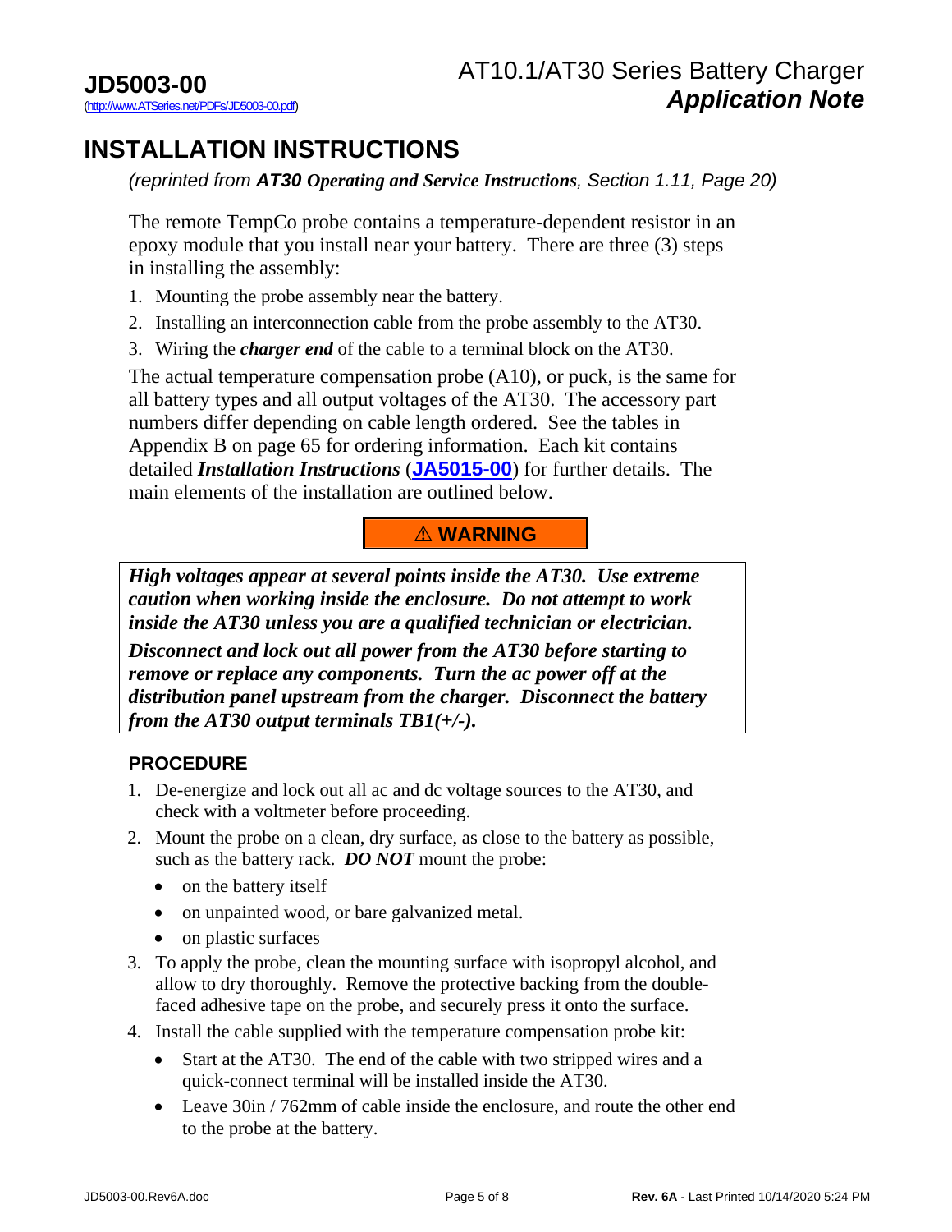# INSTALLATION INSTRUCTIONS

*(reprinted from **AT30 Operating and Service Instructions**, Section 1.11, Page 20)*

The remote TempCo probe contains a temperature-dependent resistor in an epoxy module that you install near your battery. There are three (3) steps in installing the assembly:

1. Mounting the probe assembly near the battery.
2. Installing an interconnection cable from the probe assembly to the AT30.
3. Wiring the ***charger end*** of the cable to a terminal block on the AT30.

The actual temperature compensation probe (A10), or puck, is the same for all battery types and all output voltages of the AT30. The accessory part numbers differ depending on cable length ordered. See the tables in Appendix B on page 65 for ordering information. Each kit contains detailed ***Installation Instructions*** (**JA5015-00**) for further details. The main elements of the installation are outlined below.

**⚠ WARNING**

***High voltages appear at several points inside the AT30. Use extreme caution when working inside the enclosure. Do not attempt to work inside the AT30 unless you are a qualified technician or electrician.***

***Disconnect and lock out all power from the AT30 before starting to remove or replace any components. Turn the ac power off at the distribution panel upstream from the charger. Disconnect the battery from the AT30 output terminals TB1(+/-).***

### PROCEDURE

1. De-energize and lock out all ac and dc voltage sources to the AT30, and check with a voltmeter before proceeding.
2. Mount the probe on a clean, dry surface, as close to the battery as possible, such as the battery rack. ***DO NOT*** mount the probe:
   - on the battery itself
   - on unpainted wood, or bare galvanized metal.
   - on plastic surfaces
3. To apply the probe, clean the mounting surface with isopropyl alcohol, and allow to dry thoroughly. Remove the protective backing from the double-faced adhesive tape on the probe, and securely press it onto the surface.
4. Install the cable supplied with the temperature compensation probe kit:
   - Start at the AT30. The end of the cable with two stripped wires and a quick-connect terminal will be installed inside the AT30.
   - Leave 30in / 762mm of cable inside the enclosure, and route the other end to the probe at the battery.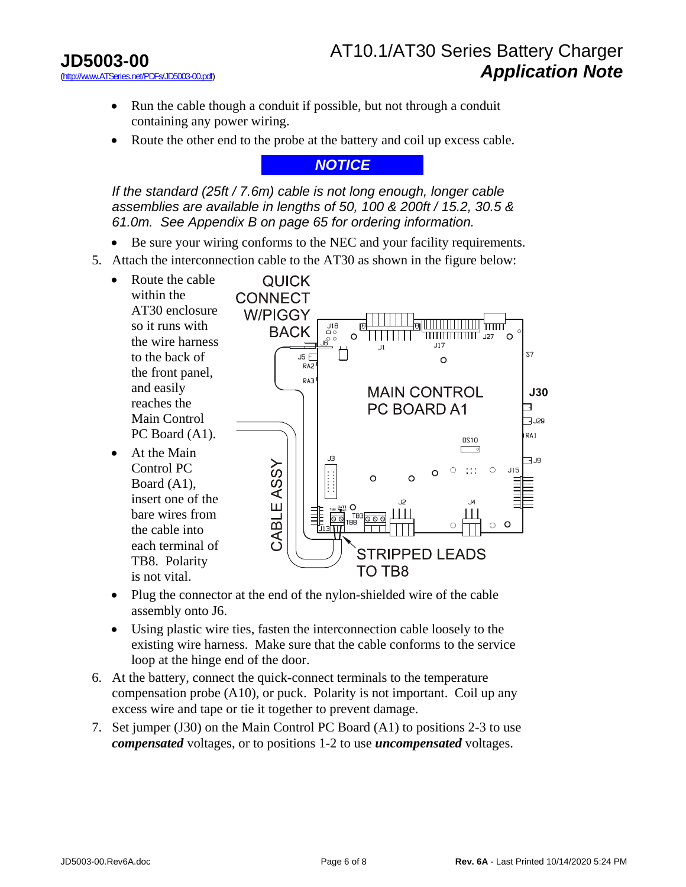- Run the cable though a conduit if possible, but not through a conduit containing any power wiring.
- Route the other end to the probe at the battery and coil up excess cable.

**NOTICE**

*If the standard (25ft / 7.6m) cable is not long enough, longer cable assemblies are available in lengths of 50, 100 & 200ft / 15.2, 30.5 & 61.0m. See Appendix B on page 65 for ordering information.*

- Be sure your wiring conforms to the NEC and your facility requirements.

5. Attach the interconnection cable to the AT30 as shown in the figure below:
   - Route the cable within the AT30 enclosure so it runs with the wire harness to the back of the front panel, and easily reaches the Main Control PC Board (A1).
   - At the Main Control PC Board (A1), insert one of the bare wires from the cable into each terminal of TB8. Polarity is not vital.
   - Plug the connector at the end of the nylon-shielded wire of the cable assembly onto J6.
   - Using plastic wire ties, fasten the interconnection cable loosely to the existing wire harness. Make sure that the cable conforms to the service loop at the hinge end of the door.
6. At the battery, connect the quick-connect terminals to the temperature compensation probe (A10), or puck. Polarity is not important. Coil up any excess wire and tape or tie it together to prevent damage.
7. Set jumper (J30) on the Main Control PC Board (A1) to positions 2-3 to use ***compensated*** voltages, or to positions 1-2 to use ***uncompensated*** voltages.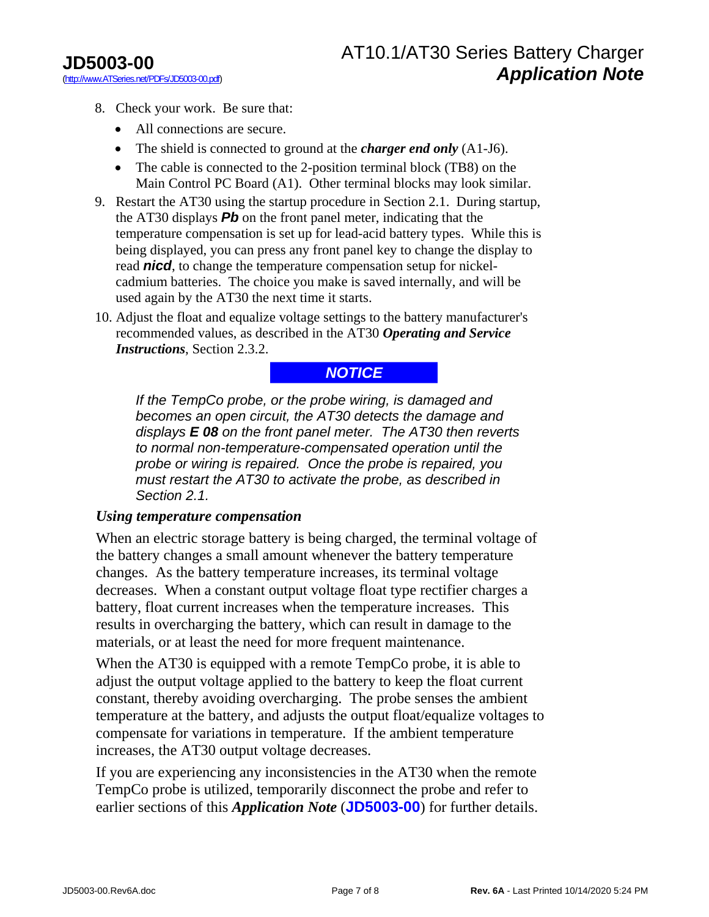8. Check your work. Be sure that:
   - All connections are secure.
   - The shield is connected to ground at the ***charger end only*** (A1-J6).
   - The cable is connected to the 2-position terminal block (TB8) on the Main Control PC Board (A1). Other terminal blocks may look similar.
9. Restart the AT30 using the startup procedure in Section 2.1. During startup, the AT30 displays ***Pb*** on the front panel meter, indicating that the temperature compensation is set up for lead-acid battery types. While this is being displayed, you can press any front panel key to change the display to read ***nicd***, to change the temperature compensation setup for nickel-cadmium batteries. The choice you make is saved internally, and will be used again by the AT30 the next time it starts.
10. Adjust the float and equalize voltage settings to the battery manufacturer's recommended values, as described in the AT30 ***Operating and Service Instructions***, Section 2.3.2.

***NOTICE***

*If the TempCo probe, or the probe wiring, is damaged and becomes an open circuit, the AT30 detects the damage and displays **E 08** on the front panel meter. The AT30 then reverts to normal non-temperature-compensated operation until the probe or wiring is repaired. Once the probe is repaired, you must restart the AT30 to activate the probe, as described in Section 2.1.*

### *Using temperature compensation*

When an electric storage battery is being charged, the terminal voltage of the battery changes a small amount whenever the battery temperature changes. As the battery temperature increases, its terminal voltage decreases. When a constant output voltage float type rectifier charges a battery, float current increases when the temperature increases. This results in overcharging the battery, which can result in damage to the materials, or at least the need for more frequent maintenance.

When the AT30 is equipped with a remote TempCo probe, it is able to adjust the output voltage applied to the battery to keep the float current constant, thereby avoiding overcharging. The probe senses the ambient temperature at the battery, and adjusts the output float/equalize voltages to compensate for variations in temperature. If the ambient temperature increases, the AT30 output voltage decreases.

If you are experiencing any inconsistencies in the AT30 when the remote TempCo probe is utilized, temporarily disconnect the probe and refer to earlier sections of this ***Application Note*** (**JD5003-00**) for further details.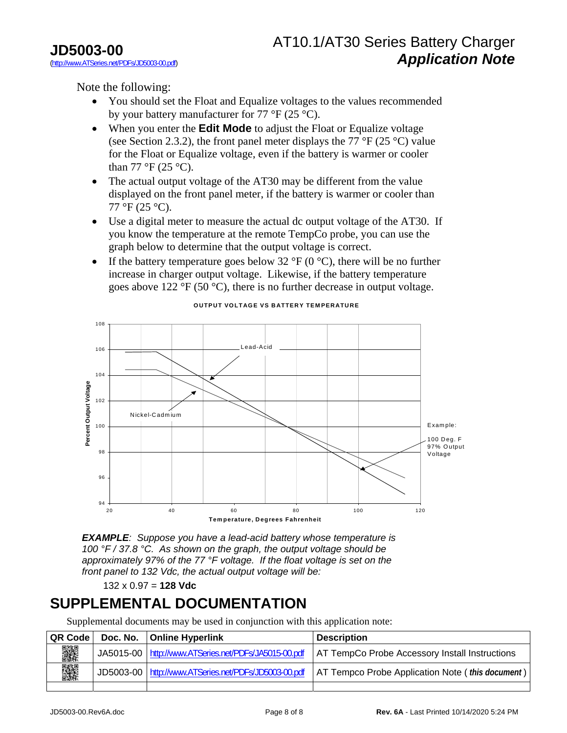Note the following:

- You should set the Float and Equalize voltages to the values recommended by your battery manufacturer for 77 °F (25 °C).
- When you enter the **Edit Mode** to adjust the Float or Equalize voltage (see Section 2.3.2), the front panel meter displays the 77 °F (25 °C) value for the Float or Equalize voltage, even if the battery is warmer or cooler than 77 °F (25 °C).
- The actual output voltage of the AT30 may be different from the value displayed on the front panel meter, if the battery is warmer or cooler than 77 °F (25 °C).
- Use a digital meter to measure the actual dc output voltage of the AT30. If you know the temperature at the remote TempCo probe, you can use the graph below to determine that the output voltage is correct.
- If the battery temperature goes below 32 °F (0 °C), there will be no further increase in charger output voltage. Likewise, if the battery temperature goes above 122 °F (50 °C), there is no further decrease in output voltage.

OUTPUT VOLTAGE VS BATTERY TEMPERATURE

Percent Output Voltage

108
106
104
102
100
98
96
94

20
40
60
80
100
120

Temperature, Degrees Fahrenheit

Lead-Acid

Nickel-Cadmium

Example:
100 Deg. F
97% Output
Voltage

***EXAMPLE**: Suppose you have a lead-acid battery whose temperature is 100 °F / 37.8 °C. As shown on the graph, the output voltage should be approximately 97% of the 77 °F voltage. If the float voltage is set on the front panel to 132 Vdc, the actual output voltage will be:*

132 x 0.97 = **128 Vdc**

# SUPPLEMENTAL DOCUMENTATION

Supplemental documents may be used in conjunction with this application note:

| QR Code | Doc. No. | Online Hyperlink | Description |
|---|---|---|---|
| | JA5015-00 | http://www.ATSeries.net/PDFs/JA5015-00.pdf | AT TempCo Probe Accessory Install Instructions |
| | JD5003-00 | http://www.ATSeries.net/PDFs/JD5003-00.pdf | AT Tempco Probe Application Note ( ***this document*** ) |
| | | | |